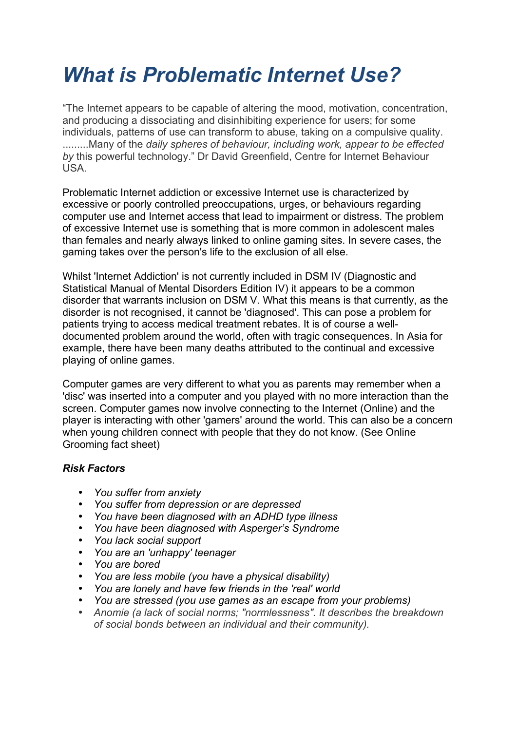# *What is Problematic Internet Use?*

"The Internet appears to be capable of altering the mood, motivation, concentration, and producing a dissociating and disinhibiting experience for users; for some individuals, patterns of use can transform to abuse, taking on a compulsive quality. .........Many of the *daily spheres of behaviour, including work, appear to be effected by* this powerful technology." Dr David Greenfield, Centre for Internet Behaviour USA.

Problematic Internet addiction or excessive Internet use is characterized by excessive or poorly controlled preoccupations, urges, or behaviours regarding computer use and Internet access that lead to impairment or distress. The problem of excessive Internet use is something that is more common in adolescent males than females and nearly always linked to online gaming sites. In severe cases, the gaming takes over the person's life to the exclusion of all else.

Whilst 'Internet Addiction' is not currently included in DSM IV (Diagnostic and Statistical Manual of Mental Disorders Edition IV) it appears to be a common disorder that warrants inclusion on DSM V. What this means is that currently, as the disorder is not recognised, it cannot be 'diagnosed'. This can pose a problem for patients trying to access medical treatment rebates. It is of course a well-documented problem around the world, often with tragic consequences. In Asia for example, there have been many deaths attributed to the continual and excessive playing of online games.

Computer games are very different to what you as parents may remember when a 'disc' was inserted into a computer and you played with no more interaction than the screen. Computer games now involve connecting to the Internet (Online) and the player is interacting with other 'gamers' around the world. This can also be a concern when young children connect with people that they do not know. (See Online Grooming fact sheet)

### *Risk Factors*

- *You suffer from anxiety*
- *You suffer from depression or are depressed*
- *You have been diagnosed with an ADHD type illness*
- *You have been diagnosed with Asperger's Syndrome*
- *You lack social support*
- *You are an 'unhappy' teenager*
- *You are bored*
- *You are less mobile (you have a physical disability)*
- *You are lonely and have few friends in the 'real' world*
- *You are stressed (you use games as an escape from your problems)*
- *Anomie (a lack of social norms; "normlessness". It describes the breakdown of social bonds between an individual and their community).*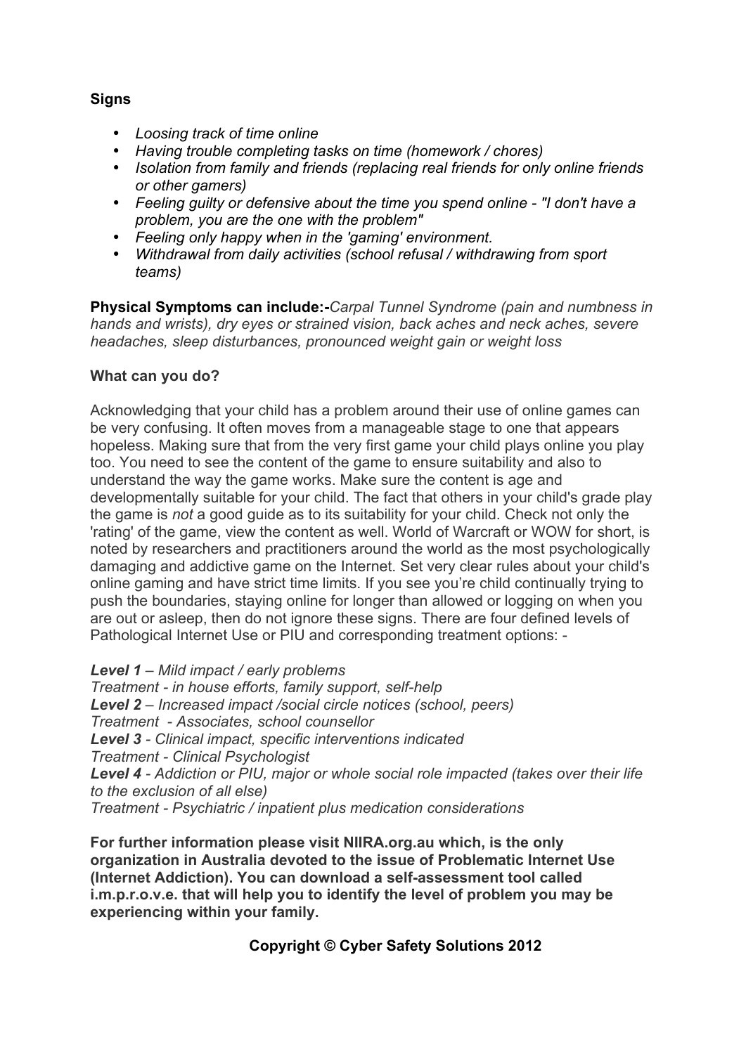**Signs**

- *Loosing track of time online*
- *Having trouble completing tasks on time (homework / chores)*
- *Isolation from family and friends (replacing real friends for only online friends or other gamers)*
- *Feeling guilty or defensive about the time you spend online - "I don't have a problem, you are the one with the problem"*
- *Feeling only happy when in the 'gaming' environment.*
- *Withdrawal from daily activities (school refusal / withdrawing from sport teams)*

**Physical Symptoms can include:-***Carpal Tunnel Syndrome (pain and numbness in hands and wrists), dry eyes or strained vision, back aches and neck aches, severe headaches, sleep disturbances, pronounced weight gain or weight loss*

**What can you do?**

Acknowledging that your child has a problem around their use of online games can be very confusing. It often moves from a manageable stage to one that appears hopeless. Making sure that from the very first game your child plays online you play too. You need to see the content of the game to ensure suitability and also to understand the way the game works. Make sure the content is age and developmentally suitable for your child. The fact that others in your child's grade play the game is *not* a good guide as to its suitability for your child. Check not only the 'rating' of the game, view the content as well. World of Warcraft or WOW for short, is noted by researchers and practitioners around the world as the most psychologically damaging and addictive game on the Internet. Set very clear rules about your child's online gaming and have strict time limits. If you see you're child continually trying to push the boundaries, staying online for longer than allowed or logging on when you are out or asleep, then do not ignore these signs. There are four defined levels of Pathological Internet Use or PIU and corresponding treatment options: -

***Level 1*** *– Mild impact / early problems*
*Treatment - in house efforts, family support, self-help*
***Level 2*** *– Increased impact /social circle notices (school, peers)*
*Treatment - Associates, school counsellor*
***Level 3*** *- Clinical impact, specific interventions indicated*
*Treatment - Clinical Psychologist*
***Level 4*** *- Addiction or PIU, major or whole social role impacted (takes over their life to the exclusion of all else)*
*Treatment - Psychiatric / inpatient plus medication considerations*

**For further information please visit NIIRA.org.au which, is the only organization in Australia devoted to the issue of Problematic Internet Use (Internet Addiction). You can download a self-assessment tool called i.m.p.r.o.v.e. that will help you to identify the level of problem you may be experiencing within your family.**

**Copyright © Cyber Safety Solutions 2012**